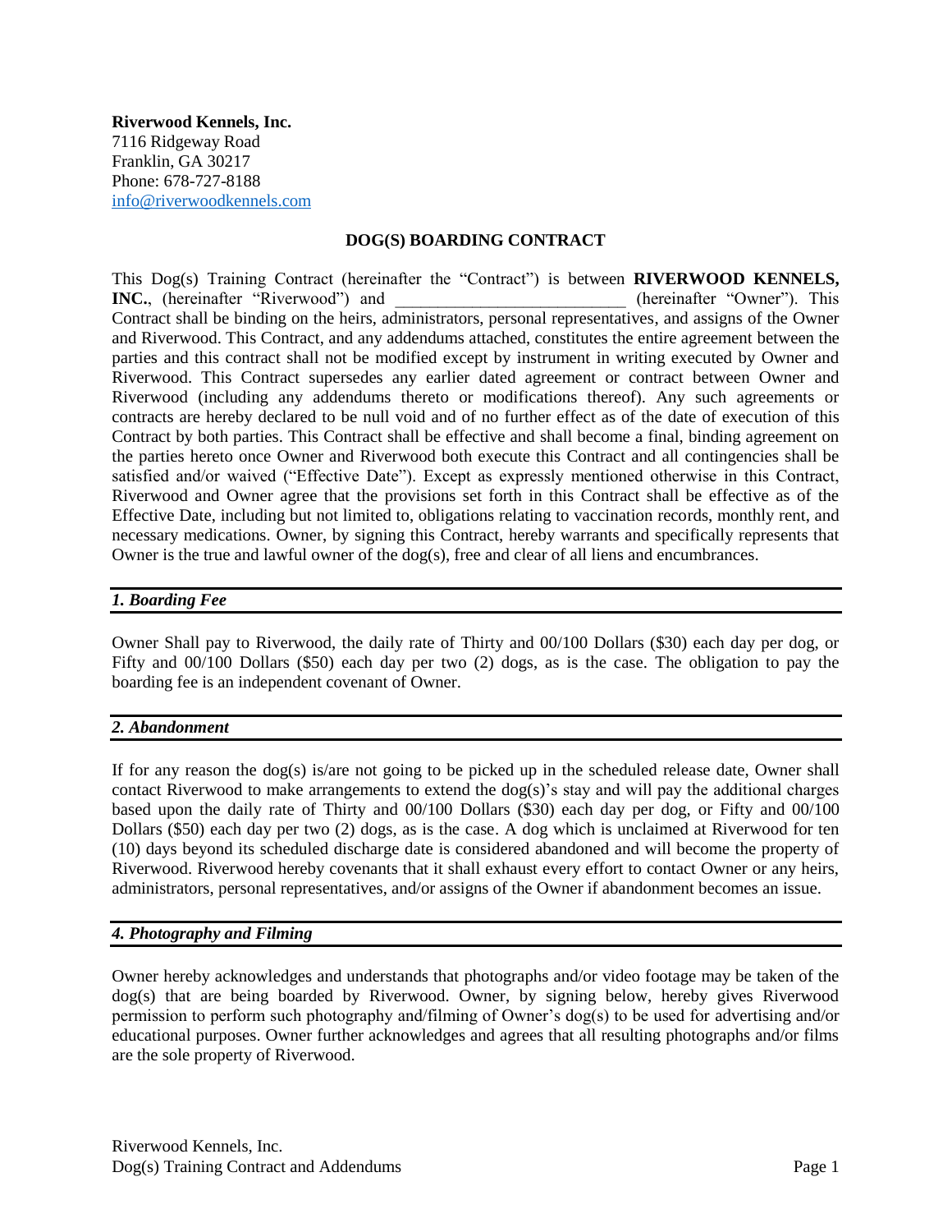**Riverwood Kennels, Inc.**
7116 Ridgeway Road
Franklin, GA 30217
Phone: 678-727-8188
info@riverwoodkennels.com

## DOG(S) BOARDING CONTRACT

This Dog(s) Training Contract (hereinafter the "Contract") is between **RIVERWOOD KENNELS, INC.**, (hereinafter "Riverwood") and \_\_\_\_\_\_\_\_\_\_\_\_\_\_\_\_\_\_\_\_\_\_\_\_\_\_\_ (hereinafter "Owner"). This Contract shall be binding on the heirs, administrators, personal representatives, and assigns of the Owner and Riverwood. This Contract, and any addendums attached, constitutes the entire agreement between the parties and this contract shall not be modified except by instrument in writing executed by Owner and Riverwood. This Contract supersedes any earlier dated agreement or contract between Owner and Riverwood (including any addendums thereto or modifications thereof). Any such agreements or contracts are hereby declared to be null void and of no further effect as of the date of execution of this Contract by both parties. This Contract shall be effective and shall become a final, binding agreement on the parties hereto once Owner and Riverwood both execute this Contract and all contingencies shall be satisfied and/or waived ("Effective Date"). Except as expressly mentioned otherwise in this Contract, Riverwood and Owner agree that the provisions set forth in this Contract shall be effective as of the Effective Date, including but not limited to, obligations relating to vaccination records, monthly rent, and necessary medications. Owner, by signing this Contract, hereby warrants and specifically represents that Owner is the true and lawful owner of the dog(s), free and clear of all liens and encumbrances.

### *1. Boarding Fee*

Owner Shall pay to Riverwood, the daily rate of Thirty and 00/100 Dollars ($30) each day per dog, or Fifty and 00/100 Dollars ($50) each day per two (2) dogs, as is the case. The obligation to pay the boarding fee is an independent covenant of Owner.

### *2. Abandonment*

If for any reason the dog(s) is/are not going to be picked up in the scheduled release date, Owner shall contact Riverwood to make arrangements to extend the dog(s)'s stay and will pay the additional charges based upon the daily rate of Thirty and 00/100 Dollars ($30) each day per dog, or Fifty and 00/100 Dollars ($50) each day per two (2) dogs, as is the case. A dog which is unclaimed at Riverwood for ten (10) days beyond its scheduled discharge date is considered abandoned and will become the property of Riverwood. Riverwood hereby covenants that it shall exhaust every effort to contact Owner or any heirs, administrators, personal representatives, and/or assigns of the Owner if abandonment becomes an issue.

### *4. Photography and Filming*

Owner hereby acknowledges and understands that photographs and/or video footage may be taken of the dog(s) that are being boarded by Riverwood. Owner, by signing below, hereby gives Riverwood permission to perform such photography and/filming of Owner's dog(s) to be used for advertising and/or educational purposes. Owner further acknowledges and agrees that all resulting photographs and/or films are the sole property of Riverwood.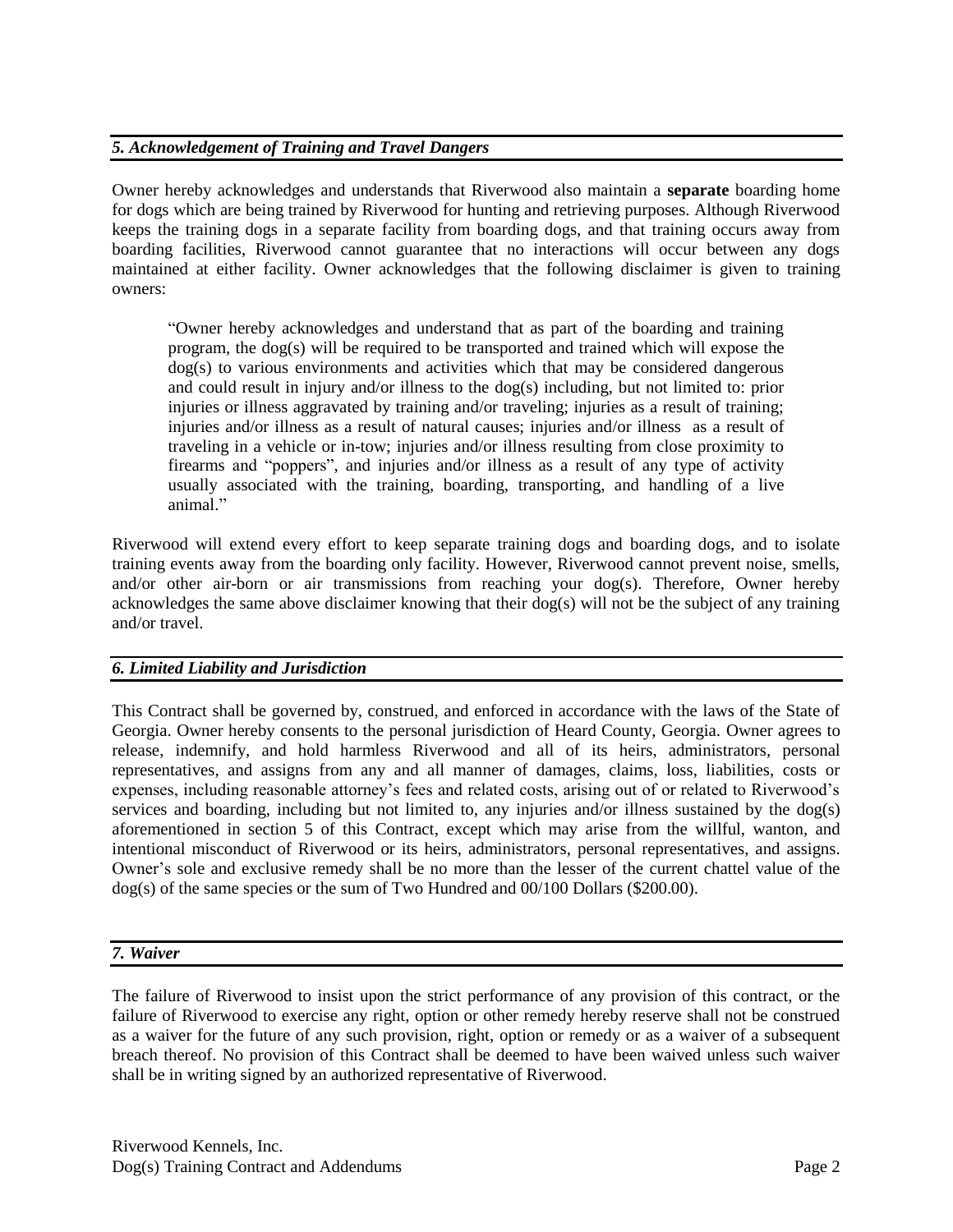### *5. Acknowledgement of Training and Travel Dangers*

Owner hereby acknowledges and understands that Riverwood also maintain a **separate** boarding home for dogs which are being trained by Riverwood for hunting and retrieving purposes. Although Riverwood keeps the training dogs in a separate facility from boarding dogs, and that training occurs away from boarding facilities, Riverwood cannot guarantee that no interactions will occur between any dogs maintained at either facility. Owner acknowledges that the following disclaimer is given to training owners:

> "Owner hereby acknowledges and understand that as part of the boarding and training program, the dog(s) will be required to be transported and trained which will expose the dog(s) to various environments and activities which that may be considered dangerous and could result in injury and/or illness to the dog(s) including, but not limited to: prior injuries or illness aggravated by training and/or traveling; injuries as a result of training; injuries and/or illness as a result of natural causes; injuries and/or illness as a result of traveling in a vehicle or in-tow; injuries and/or illness resulting from close proximity to firearms and "poppers", and injuries and/or illness as a result of any type of activity usually associated with the training, boarding, transporting, and handling of a live animal."

Riverwood will extend every effort to keep separate training dogs and boarding dogs, and to isolate training events away from the boarding only facility. However, Riverwood cannot prevent noise, smells, and/or other air-born or air transmissions from reaching your dog(s). Therefore, Owner hereby acknowledges the same above disclaimer knowing that their dog(s) will not be the subject of any training and/or travel.

### *6. Limited Liability and Jurisdiction*

This Contract shall be governed by, construed, and enforced in accordance with the laws of the State of Georgia. Owner hereby consents to the personal jurisdiction of Heard County, Georgia. Owner agrees to release, indemnify, and hold harmless Riverwood and all of its heirs, administrators, personal representatives, and assigns from any and all manner of damages, claims, loss, liabilities, costs or expenses, including reasonable attorney's fees and related costs, arising out of or related to Riverwood's services and boarding, including but not limited to, any injuries and/or illness sustained by the dog(s) aforementioned in section 5 of this Contract, except which may arise from the willful, wanton, and intentional misconduct of Riverwood or its heirs, administrators, personal representatives, and assigns. Owner's sole and exclusive remedy shall be no more than the lesser of the current chattel value of the dog(s) of the same species or the sum of Two Hundred and 00/100 Dollars ($200.00).

### *7. Waiver*

The failure of Riverwood to insist upon the strict performance of any provision of this contract, or the failure of Riverwood to exercise any right, option or other remedy hereby reserve shall not be construed as a waiver for the future of any such provision, right, option or remedy or as a waiver of a subsequent breach thereof. No provision of this Contract shall be deemed to have been waived unless such waiver shall be in writing signed by an authorized representative of Riverwood.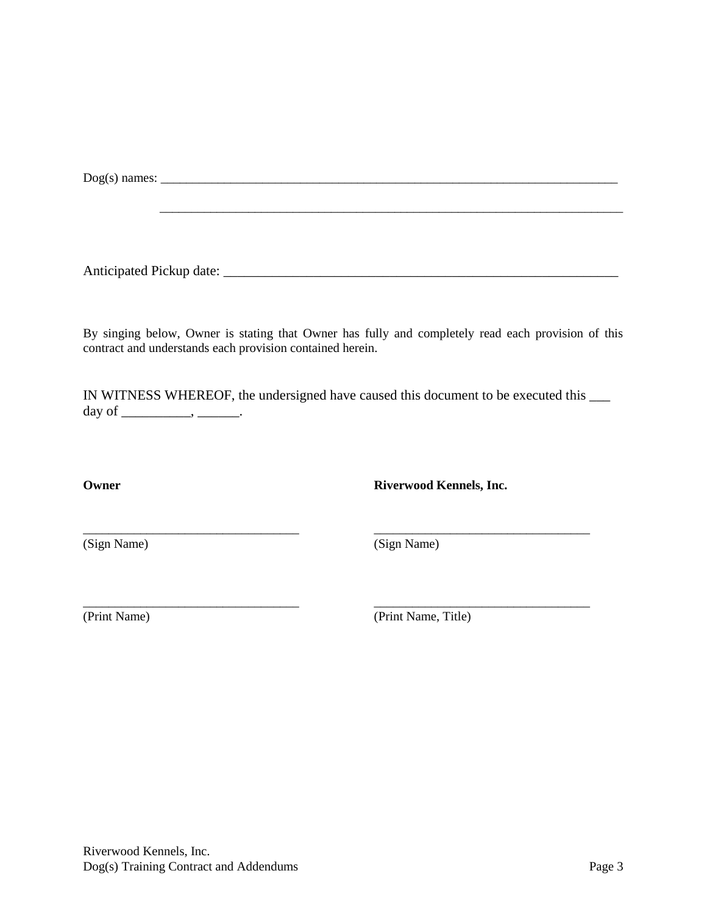Dog(s) names: ___________________________________________________________________________

___________________________________________________________________________

Anticipated Pickup date: ___________________________________________________________

By singing below, Owner is stating that Owner has fully and completely read each provision of this contract and understands each provision contained herein.

IN WITNESS WHEREOF, the undersigned have caused this document to be executed this ___ day of __________, ______.

| **Owner** | **Riverwood Kennels, Inc.** |
|---|---|
| ___________________________________ | ___________________________________ |
| (Sign Name) | (Sign Name) |
| ___________________________________ | ___________________________________ |
| (Print Name) | (Print Name, Title) |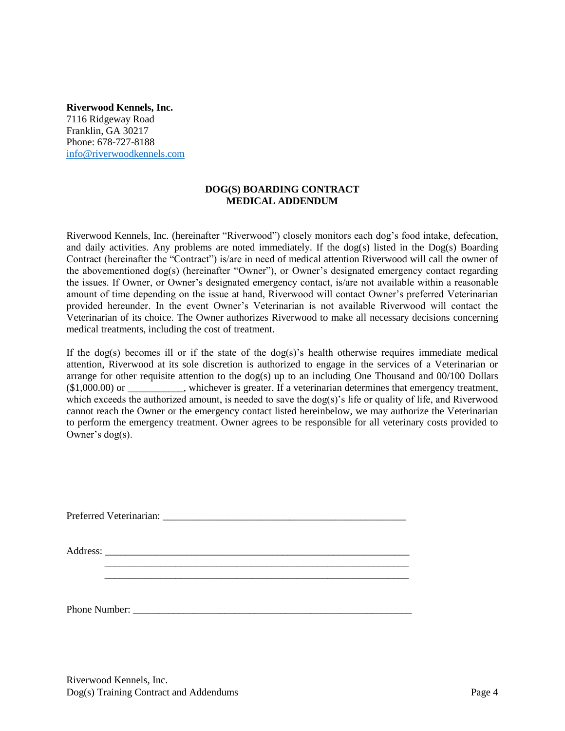**Riverwood Kennels, Inc.**
7116 Ridgeway Road
Franklin, GA 30217
Phone: 678-727-8188
info@riverwoodkennels.com

**DOG(S) BOARDING CONTRACT**
**MEDICAL ADDENDUM**

Riverwood Kennels, Inc. (hereinafter "Riverwood") closely monitors each dog's food intake, defecation, and daily activities. Any problems are noted immediately. If the dog(s) listed in the Dog(s) Boarding Contract (hereinafter the "Contract") is/are in need of medical attention Riverwood will call the owner of the abovementioned dog(s) (hereinafter "Owner"), or Owner's designated emergency contact regarding the issues. If Owner, or Owner's designated emergency contact, is/are not available within a reasonable amount of time depending on the issue at hand, Riverwood will contact Owner's preferred Veterinarian provided hereunder. In the event Owner's Veterinarian is not available Riverwood will contact the Veterinarian of its choice. The Owner authorizes Riverwood to make all necessary decisions concerning medical treatments, including the cost of treatment.

If the dog(s) becomes ill or if the state of the dog(s)'s health otherwise requires immediate medical attention, Riverwood at its sole discretion is authorized to engage in the services of a Veterinarian or arrange for other requisite attention to the dog(s) up to an including One Thousand and 00/100 Dollars ($1,000.00) or ___________, whichever is greater. If a veterinarian determines that emergency treatment, which exceeds the authorized amount, is needed to save the dog(s)'s life or quality of life, and Riverwood cannot reach the Owner or the emergency contact listed hereinbelow, we may authorize the Veterinarian to perform the emergency treatment. Owner agrees to be responsible for all veterinary costs provided to Owner's dog(s).

Preferred Veterinarian: __________________________________________________

Address: ______________________________________________________________
______________________________________________________________
______________________________________________________________

Phone Number: _________________________________________________________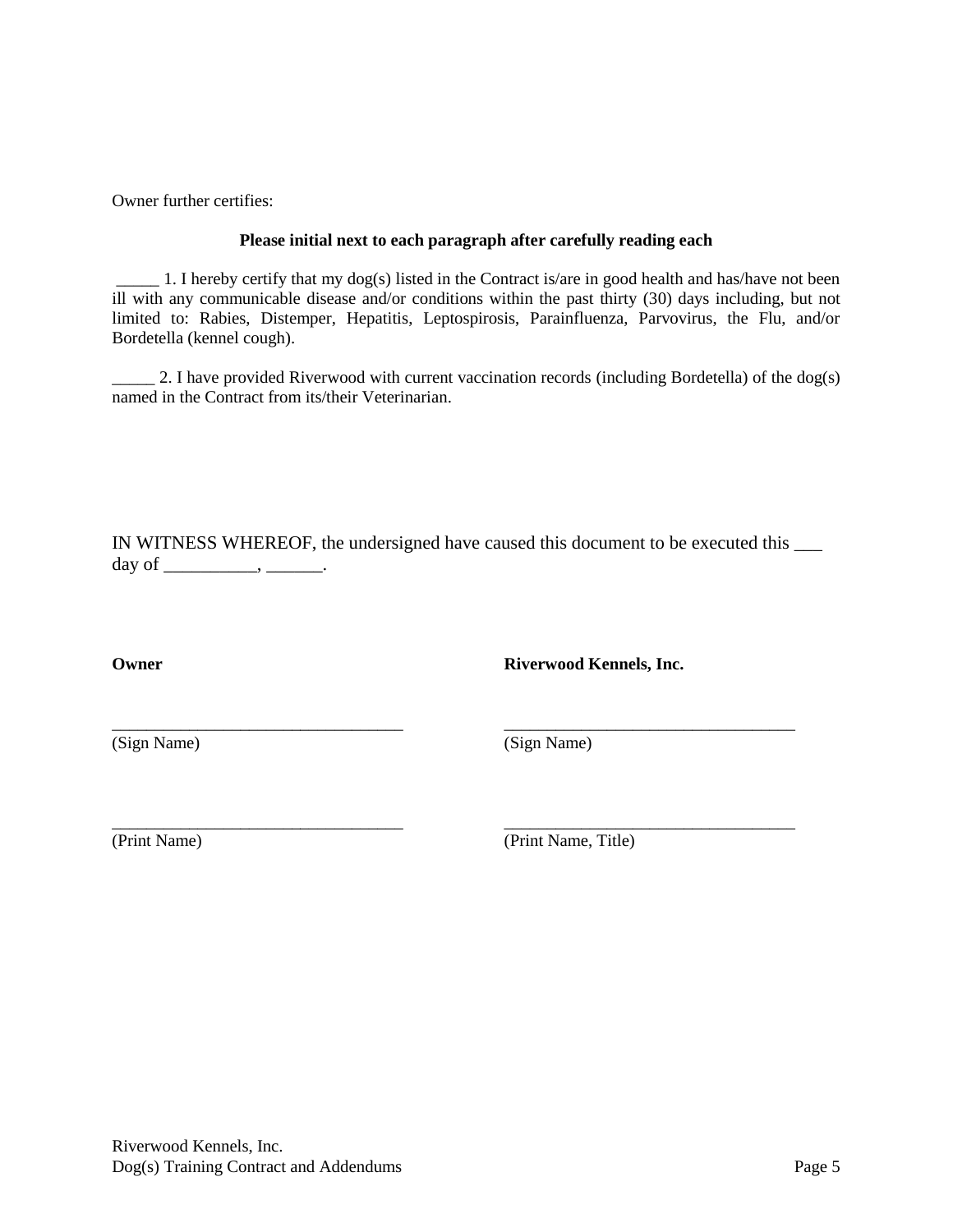Owner further certifies:

**Please initial next to each paragraph after carefully reading each**

_____ 1. I hereby certify that my dog(s) listed in the Contract is/are in good health and has/have not been ill with any communicable disease and/or conditions within the past thirty (30) days including, but not limited to: Rabies, Distemper, Hepatitis, Leptospirosis, Parainfluenza, Parvovirus, the Flu, and/or Bordetella (kennel cough).

_____ 2. I have provided Riverwood with current vaccination records (including Bordetella) of the dog(s) named in the Contract from its/their Veterinarian.

IN WITNESS WHEREOF, the undersigned have caused this document to be executed this ___ day of __________, ______.

| **Owner** | **Riverwood Kennels, Inc.** |
| --- | --- |
| __________________________________ | __________________________________ |
| (Sign Name) | (Sign Name) |
| __________________________________ | __________________________________ |
| (Print Name) | (Print Name, Title) |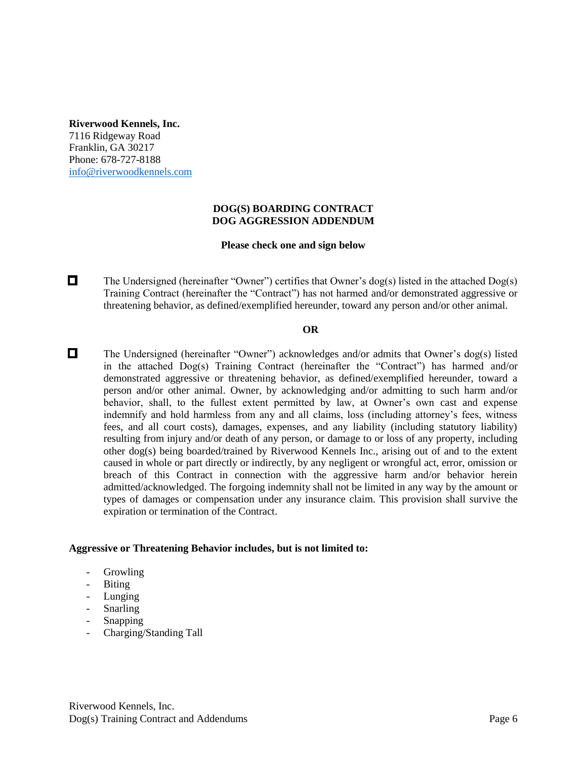**Riverwood Kennels, Inc.**
7116 Ridgeway Road
Franklin, GA 30217
Phone: 678-727-8188
info@riverwoodkennels.com

**DOG(S) BOARDING CONTRACT**
**DOG AGGRESSION ADDENDUM**

**Please check one and sign below**

☐ The Undersigned (hereinafter "Owner") certifies that Owner's dog(s) listed in the attached Dog(s) Training Contract (hereinafter the "Contract") has not harmed and/or demonstrated aggressive or threatening behavior, as defined/exemplified hereunder, toward any person and/or other animal.

**OR**

☐ The Undersigned (hereinafter "Owner") acknowledges and/or admits that Owner's dog(s) listed in the attached Dog(s) Training Contract (hereinafter the "Contract") has harmed and/or demonstrated aggressive or threatening behavior, as defined/exemplified hereunder, toward a person and/or other animal. Owner, by acknowledging and/or admitting to such harm and/or behavior, shall, to the fullest extent permitted by law, at Owner's own cast and expense indemnify and hold harmless from any and all claims, loss (including attorney's fees, witness fees, and all court costs), damages, expenses, and any liability (including statutory liability) resulting from injury and/or death of any person, or damage to or loss of any property, including other dog(s) being boarded/trained by Riverwood Kennels Inc., arising out of and to the extent caused in whole or part directly or indirectly, by any negligent or wrongful act, error, omission or breach of this Contract in connection with the aggressive harm and/or behavior herein admitted/acknowledged. The forgoing indemnity shall not be limited in any way by the amount or types of damages or compensation under any insurance claim. This provision shall survive the expiration or termination of the Contract.

**Aggressive or Threatening Behavior includes, but is not limited to:**

- Growling
- Biting
- Lunging
- Snarling
- Snapping
- Charging/Standing Tall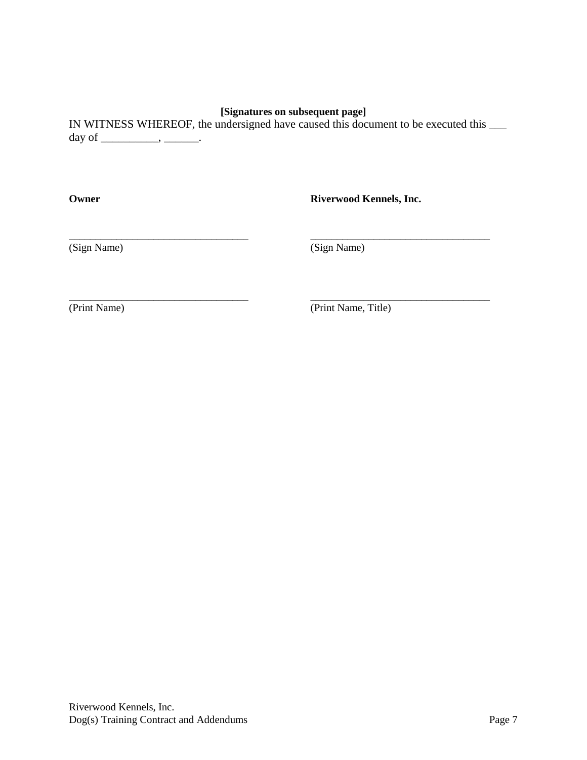**[Signatures on subsequent page]**

IN WITNESS WHEREOF, the undersigned have caused this document to be executed this ___ day of __________, ______.

| **Owner** | **Riverwood Kennels, Inc.** |
| --- | --- |
| __________________________________ | __________________________________ |
| (Sign Name) | (Sign Name) |
| __________________________________ | __________________________________ |
| (Print Name) | (Print Name, Title) |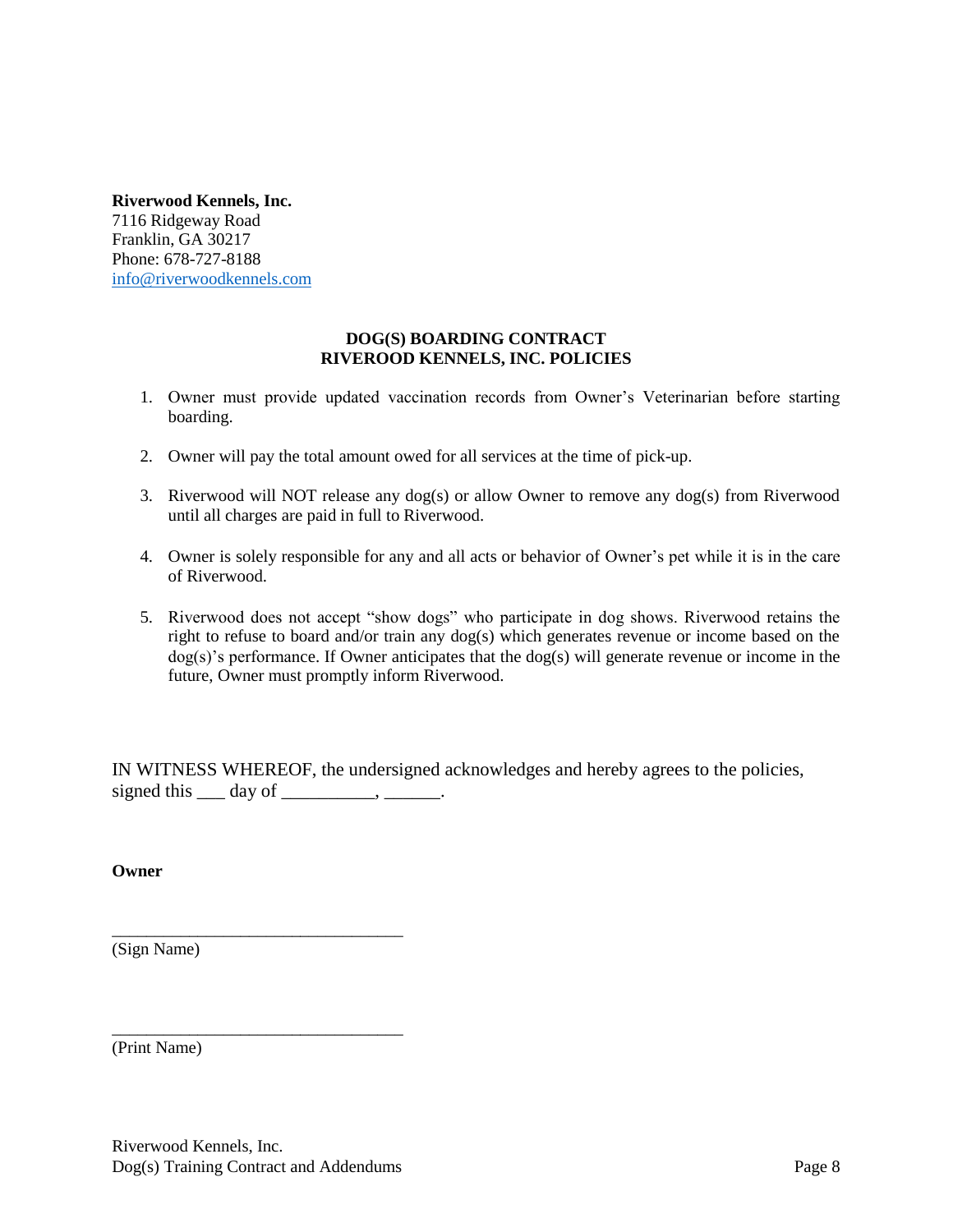**Riverwood Kennels, Inc.**
7116 Ridgeway Road
Franklin, GA 30217
Phone: 678-727-8188
info@riverwoodkennels.com

**DOG(S) BOARDING CONTRACT**
**RIVEROOD KENNELS, INC. POLICIES**

1. Owner must provide updated vaccination records from Owner's Veterinarian before starting boarding.

2. Owner will pay the total amount owed for all services at the time of pick-up.

3. Riverwood will NOT release any dog(s) or allow Owner to remove any dog(s) from Riverwood until all charges are paid in full to Riverwood.

4. Owner is solely responsible for any and all acts or behavior of Owner's pet while it is in the care of Riverwood.

5. Riverwood does not accept "show dogs" who participate in dog shows. Riverwood retains the right to refuse to board and/or train any dog(s) which generates revenue or income based on the dog(s)'s performance. If Owner anticipates that the dog(s) will generate revenue or income in the future, Owner must promptly inform Riverwood.

IN WITNESS WHEREOF, the undersigned acknowledges and hereby agrees to the policies, signed this ___ day of __________, ______.

**Owner**

__________________________________
(Sign Name)

__________________________________
(Print Name)